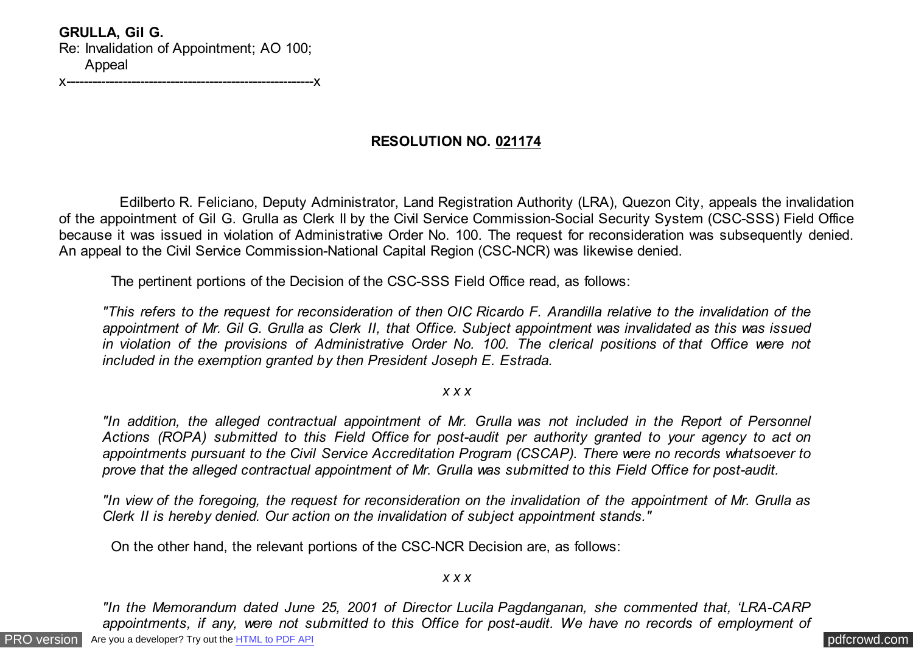**GRULLA, Gil G.**
Re: Invalidation of Appointment; AO 100;
  Appeal
x---------------------------------------------------------x

**RESOLUTION NO. 021174**

Edilberto R. Feliciano, Deputy Administrator, Land Registration Authority (LRA), Quezon City, appeals the invalidation of the appointment of Gil G. Grulla as Clerk II by the Civil Service Commission-Social Security System (CSC-SSS) Field Office because it was issued in violation of Administrative Order No. 100. The request for reconsideration was subsequently denied. An appeal to the Civil Service Commission-National Capital Region (CSC-NCR) was likewise denied.

The pertinent portions of the Decision of the CSC-SSS Field Office read, as follows:

> *"This refers to the request for reconsideration of then OIC Ricardo F. Arandilla relative to the invalidation of the appointment of Mr. Gil G. Grulla as Clerk II, that Office. Subject appointment was invalidated as this was issued in violation of the provisions of Administrative Order No. 100. The clerical positions of that Office were not included in the exemption granted by then President Joseph E. Estrada.*
>
> *x x x*
>
> *"In addition, the alleged contractual appointment of Mr. Grulla was not included in the Report of Personnel Actions (ROPA) submitted to this Field Office for post-audit per authority granted to your agency to act on appointments pursuant to the Civil Service Accreditation Program (CSCAP). There were no records whatsoever to prove that the alleged contractual appointment of Mr. Grulla was submitted to this Field Office for post-audit.*
>
> *"In view of the foregoing, the request for reconsideration on the invalidation of the appointment of Mr. Grulla as Clerk II is hereby denied. Our action on the invalidation of subject appointment stands."*

On the other hand, the relevant portions of the CSC-NCR Decision are, as follows:

> *x x x*
>
> *"In the Memorandum dated June 25, 2001 of Director Lucila Pagdanganan, she commented that, 'LRA-CARP appointments, if any, were not submitted to this Office for post-audit. We have no records of employment of*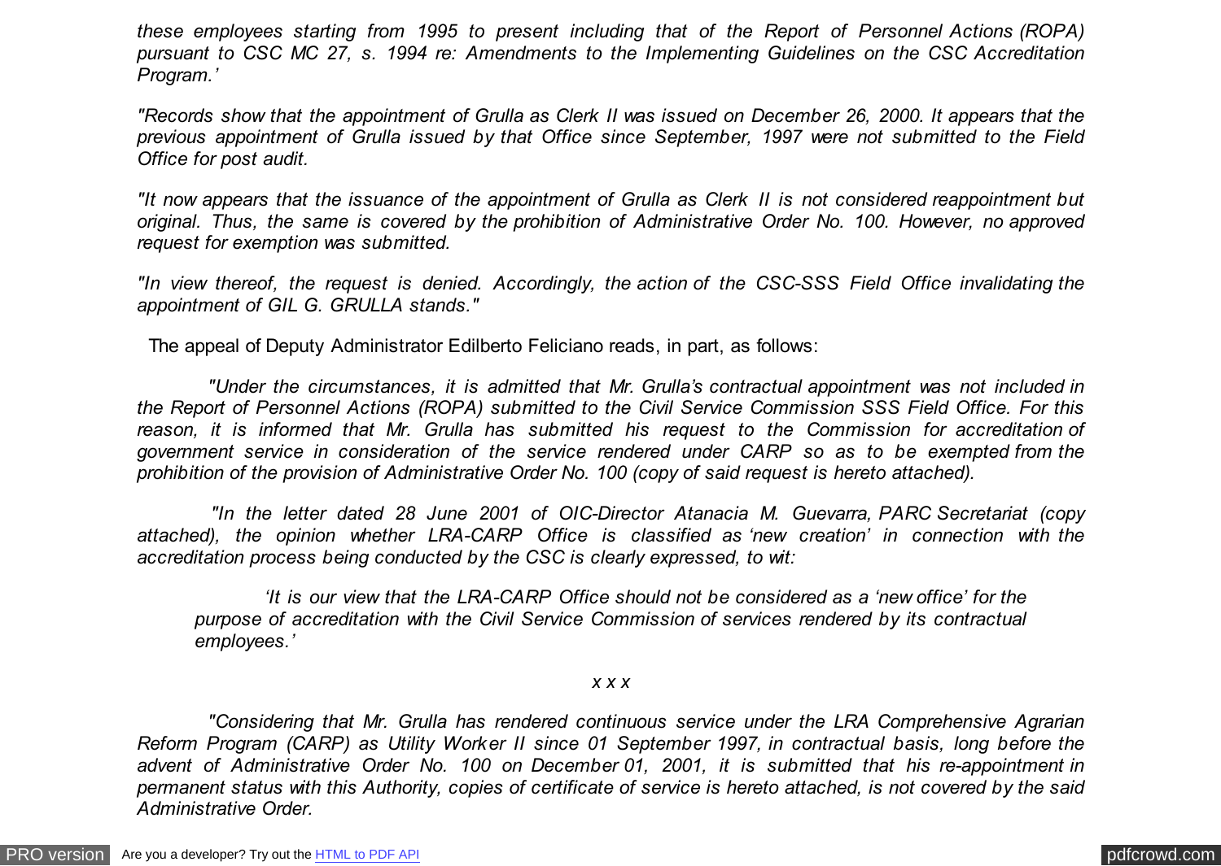*these employees starting from 1995 to present including that of the Report of Personnel Actions (ROPA) pursuant to CSC MC 27, s. 1994 re: Amendments to the Implementing Guidelines on the CSC Accreditation Program.'*

*"Records show that the appointment of Grulla as Clerk II was issued on December 26, 2000. It appears that the previous appointment of Grulla issued by that Office since September, 1997 were not submitted to the Field Office for post audit.*

*"It now appears that the issuance of the appointment of Grulla as Clerk II is not considered reappointment but original. Thus, the same is covered by the prohibition of Administrative Order No. 100. However, no approved request for exemption was submitted.*

*"In view thereof, the request is denied. Accordingly, the action of the CSC-SSS Field Office invalidating the appointment of GIL G. GRULLA stands."*

The appeal of Deputy Administrator Edilberto Feliciano reads, in part, as follows:

*"Under the circumstances, it is admitted that Mr. Grulla's contractual appointment was not included in the Report of Personnel Actions (ROPA) submitted to the Civil Service Commission SSS Field Office. For this reason, it is informed that Mr. Grulla has submitted his request to the Commission for accreditation of government service in consideration of the service rendered under CARP so as to be exempted from the prohibition of the provision of Administrative Order No. 100 (copy of said request is hereto attached).*

*"In the letter dated 28 June 2001 of OIC-Director Atanacia M. Guevarra, PARC Secretariat (copy attached), the opinion whether LRA-CARP Office is classified as 'new creation' in connection with the accreditation process being conducted by the CSC is clearly expressed, to wit:*

> *'It is our view that the LRA-CARP Office should not be considered as a 'new office' for the purpose of accreditation with the Civil Service Commission of services rendered by its contractual employees.'*

*x x x*

*"Considering that Mr. Grulla has rendered continuous service under the LRA Comprehensive Agrarian Reform Program (CARP) as Utility Worker II since 01 September 1997, in contractual basis, long before the advent of Administrative Order No. 100 on December 01, 2001, it is submitted that his re-appointment in permanent status with this Authority, copies of certificate of service is hereto attached, is not covered by the said Administrative Order.*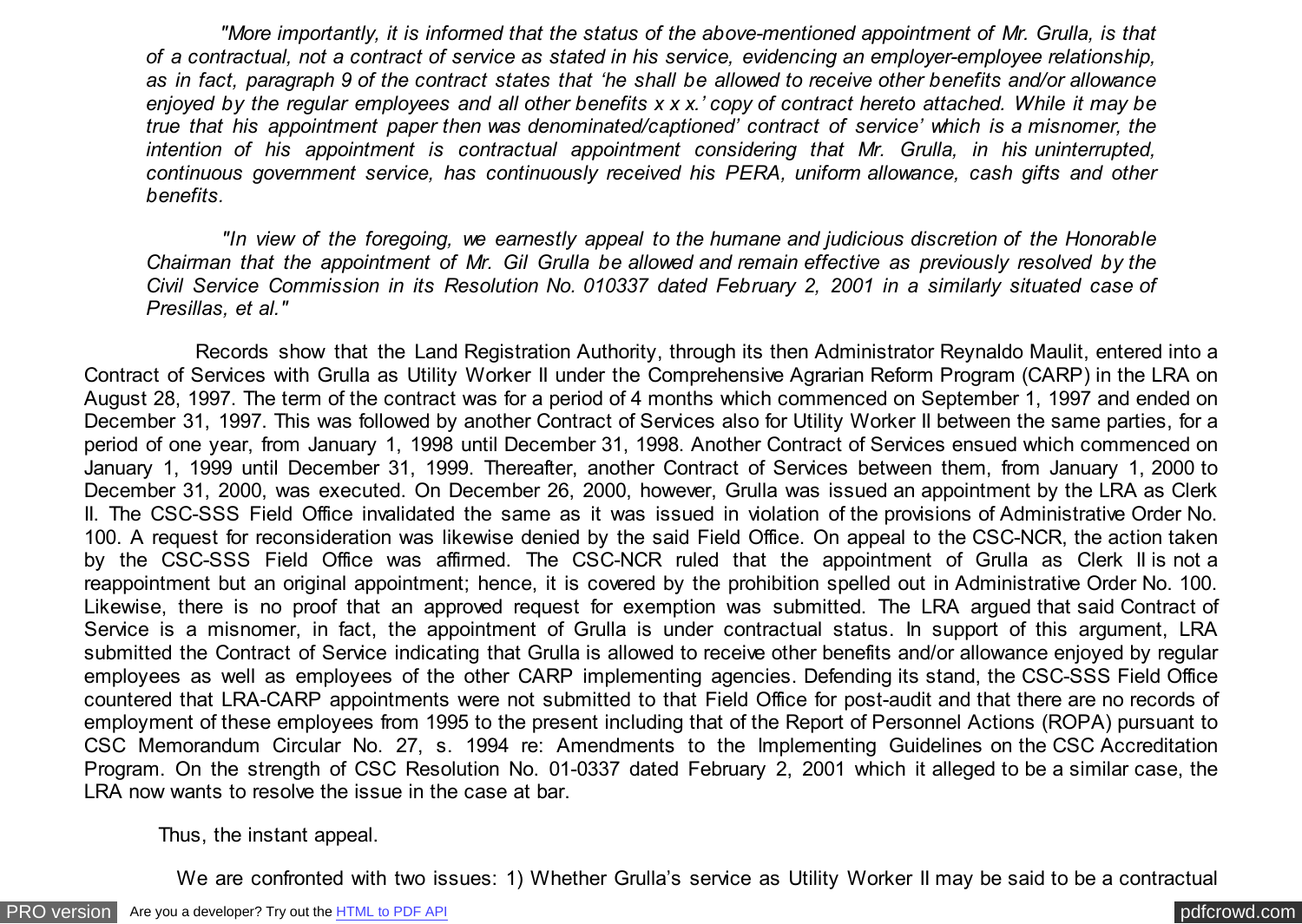*"More importantly, it is informed that the status of the above-mentioned appointment of Mr. Grulla, is that of a contractual, not a contract of service as stated in his service, evidencing an employer-employee relationship, as in fact, paragraph 9 of the contract states that 'he shall be allowed to receive other benefits and/or allowance enjoyed by the regular employees and all other benefits x x x.' copy of contract hereto attached. While it may be true that his appointment paper then was denominated/captioned' contract of service' which is a misnomer, the intention of his appointment is contractual appointment considering that Mr. Grulla, in his uninterrupted, continuous government service, has continuously received his PERA, uniform allowance, cash gifts and other benefits.*

*"In view of the foregoing, we earnestly appeal to the humane and judicious discretion of the Honorable Chairman that the appointment of Mr. Gil Grulla be allowed and remain effective as previously resolved by the Civil Service Commission in its Resolution No. 010337 dated February 2, 2001 in a similarly situated case of Presillas, et al."*

Records show that the Land Registration Authority, through its then Administrator Reynaldo Maulit, entered into a Contract of Services with Grulla as Utility Worker II under the Comprehensive Agrarian Reform Program (CARP) in the LRA on August 28, 1997. The term of the contract was for a period of 4 months which commenced on September 1, 1997 and ended on December 31, 1997. This was followed by another Contract of Services also for Utility Worker II between the same parties, for a period of one year, from January 1, 1998 until December 31, 1998. Another Contract of Services ensued which commenced on January 1, 1999 until December 31, 1999. Thereafter, another Contract of Services between them, from January 1, 2000 to December 31, 2000, was executed. On December 26, 2000, however, Grulla was issued an appointment by the LRA as Clerk II. The CSC-SSS Field Office invalidated the same as it was issued in violation of the provisions of Administrative Order No. 100. A request for reconsideration was likewise denied by the said Field Office. On appeal to the CSC-NCR, the action taken by the CSC-SSS Field Office was affirmed. The CSC-NCR ruled that the appointment of Grulla as Clerk II is not a reappointment but an original appointment; hence, it is covered by the prohibition spelled out in Administrative Order No. 100. Likewise, there is no proof that an approved request for exemption was submitted. The LRA argued that said Contract of Service is a misnomer, in fact, the appointment of Grulla is under contractual status. In support of this argument, LRA submitted the Contract of Service indicating that Grulla is allowed to receive other benefits and/or allowance enjoyed by regular employees as well as employees of the other CARP implementing agencies. Defending its stand, the CSC-SSS Field Office countered that LRA-CARP appointments were not submitted to that Field Office for post-audit and that there are no records of employment of these employees from 1995 to the present including that of the Report of Personnel Actions (ROPA) pursuant to CSC Memorandum Circular No. 27, s. 1994 re: Amendments to the Implementing Guidelines on the CSC Accreditation Program. On the strength of CSC Resolution No. 01-0337 dated February 2, 2001 which it alleged to be a similar case, the LRA now wants to resolve the issue in the case at bar.

Thus, the instant appeal.

We are confronted with two issues: 1) Whether Grulla's service as Utility Worker II may be said to be a contractual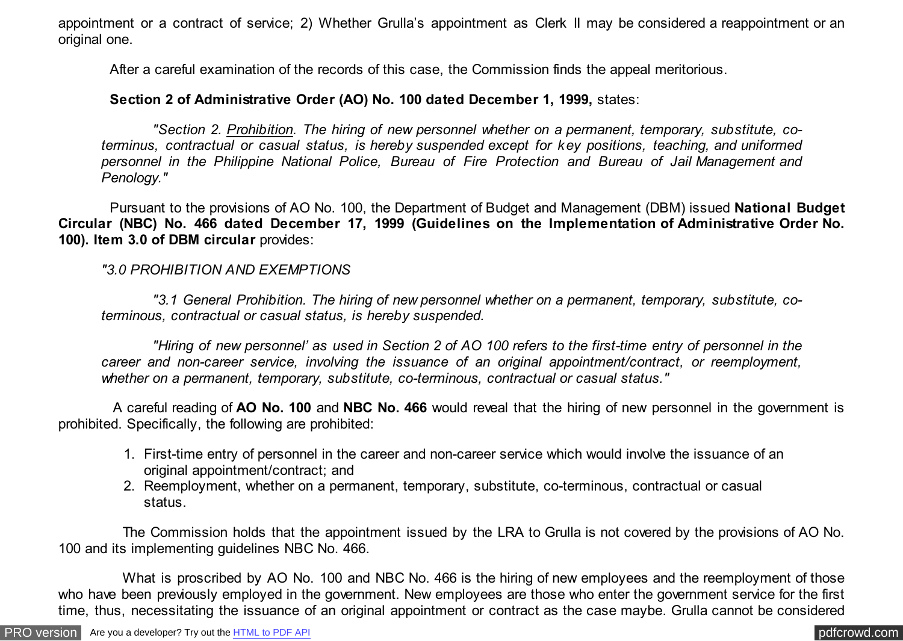appointment or a contract of service; 2) Whether Grulla's appointment as Clerk II may be considered a reappointment or an original one.

After a careful examination of the records of this case, the Commission finds the appeal meritorious.

**Section 2 of Administrative Order (AO) No. 100 dated December 1, 1999,** states:

> *"Section 2. Prohibition. The hiring of new personnel whether on a permanent, temporary, substitute, co-terminus, contractual or casual status, is hereby suspended except for key positions, teaching, and uniformed personnel in the Philippine National Police, Bureau of Fire Protection and Bureau of Jail Management and Penology."*

Pursuant to the provisions of AO No. 100, the Department of Budget and Management (DBM) issued **National Budget Circular (NBC) No. 466 dated December 17, 1999 (Guidelines on the Implementation of Administrative Order No. 100). Item 3.0 of DBM circular** provides:

> *"3.0 PROHIBITION AND EXEMPTIONS*
>
> *"3.1 General Prohibition. The hiring of new personnel whether on a permanent, temporary, substitute, co-terminous, contractual or casual status, is hereby suspended.*
>
> *"Hiring of new personnel' as used in Section 2 of AO 100 refers to the first-time entry of personnel in the career and non-career service, involving the issuance of an original appointment/contract, or reemployment, whether on a permanent, temporary, substitute, co-terminous, contractual or casual status."*

A careful reading of **AO No. 100** and **NBC No. 466** would reveal that the hiring of new personnel in the government is prohibited. Specifically, the following are prohibited:

1. First-time entry of personnel in the career and non-career service which would involve the issuance of an original appointment/contract; and
2. Reemployment, whether on a permanent, temporary, substitute, co-terminous, contractual or casual status.

The Commission holds that the appointment issued by the LRA to Grulla is not covered by the provisions of AO No. 100 and its implementing guidelines NBC No. 466.

What is proscribed by AO No. 100 and NBC No. 466 is the hiring of new employees and the reemployment of those who have been previously employed in the government. New employees are those who enter the government service for the first time, thus, necessitating the issuance of an original appointment or contract as the case maybe. Grulla cannot be considered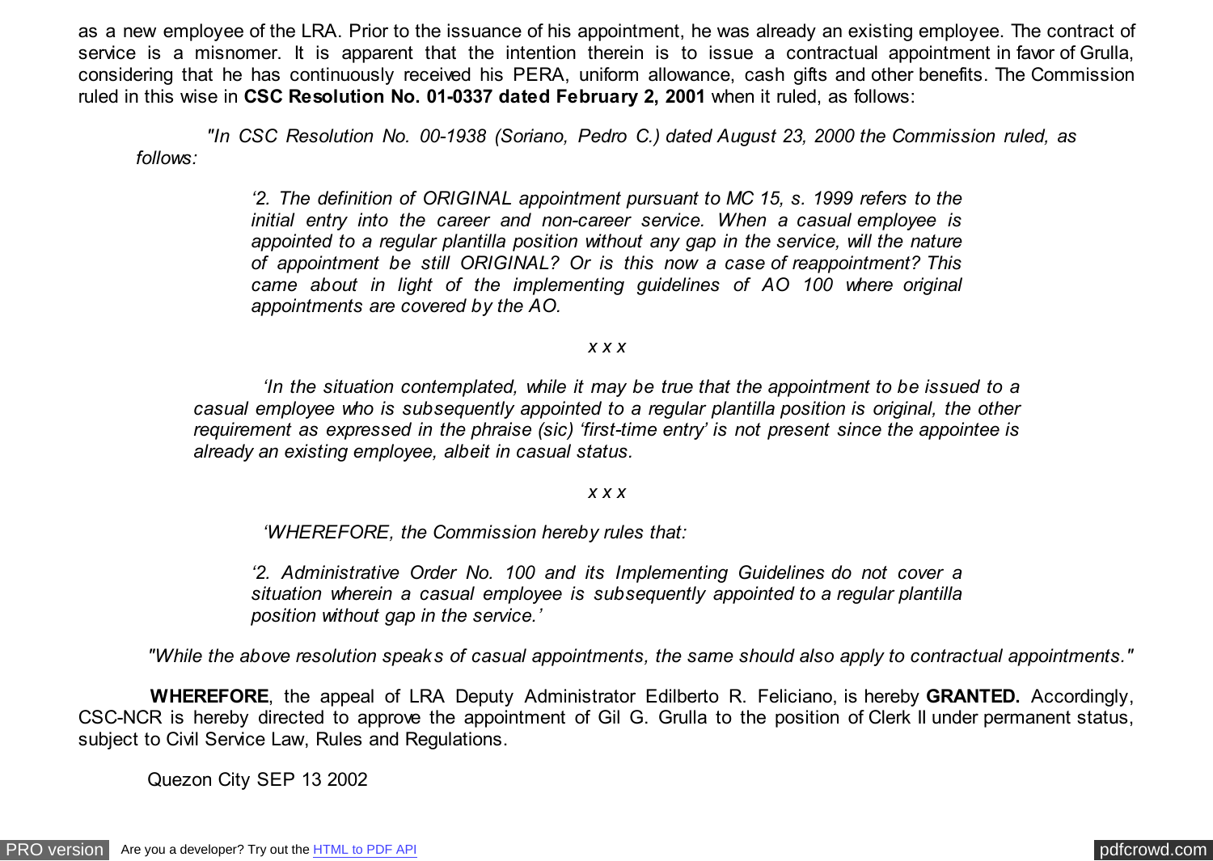as a new employee of the LRA. Prior to the issuance of his appointment, he was already an existing employee. The contract of service is a misnomer. It is apparent that the intention therein is to issue a contractual appointment in favor of Grulla, considering that he has continuously received his PERA, uniform allowance, cash gifts and other benefits. The Commission ruled in this wise in **CSC Resolution No. 01-0337 dated February 2, 2001** when it ruled, as follows:

> *"In CSC Resolution No. 00-1938 (Soriano, Pedro C.) dated August 23, 2000 the Commission ruled, as follows:*
>
> > *'2. The definition of ORIGINAL appointment pursuant to MC 15, s. 1999 refers to the initial entry into the career and non-career service. When a casual employee is appointed to a regular plantilla position without any gap in the service, will the nature of appointment be still ORIGINAL? Or is this now a case of reappointment? This came about in light of the implementing guidelines of AO 100 where original appointments are covered by the AO.*
> >
> > *x x x*
> >
> > *'In the situation contemplated, while it may be true that the appointment to be issued to a casual employee who is subsequently appointed to a regular plantilla position is original, the other requirement as expressed in the phraise (sic) 'first-time entry' is not present since the appointee is already an existing employee, albeit in casual status.*
> >
> > *x x x*
> >
> > *'WHEREFORE, the Commission hereby rules that:*
> >
> > *'2. Administrative Order No. 100 and its Implementing Guidelines do not cover a situation wherein a casual employee is subsequently appointed to a regular plantilla position without gap in the service.'*
>
> *"While the above resolution speaks of casual appointments, the same should also apply to contractual appointments."*

**WHEREFORE**, the appeal of LRA Deputy Administrator Edilberto R. Feliciano, is hereby **GRANTED.** Accordingly, CSC-NCR is hereby directed to approve the appointment of Gil G. Grulla to the position of Clerk II under permanent status, subject to Civil Service Law, Rules and Regulations.

Quezon City SEP 13 2002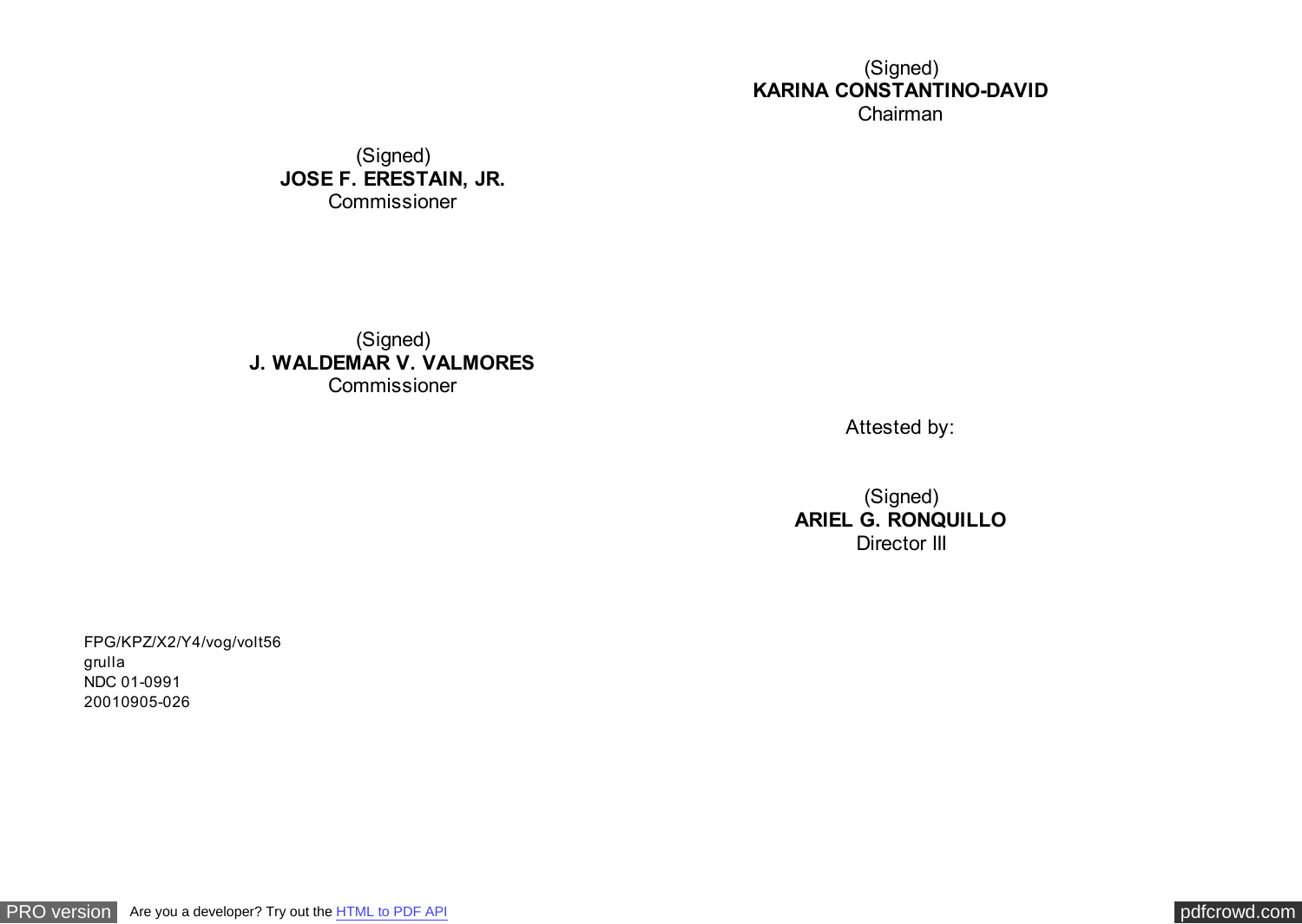(Signed)
**KARINA CONSTANTINO-DAVID**
Chairman

(Signed)
**JOSE F. ERESTAIN, JR.**
Commissioner

(Signed)
**J. WALDEMAR V. VALMORES**
Commissioner

Attested by:

(Signed)
**ARIEL G. RONQUILLO**
Director III

FPG/KPZ/X2/Y4/vog/volt56
grulla
NDC 01-0991
20010905-026